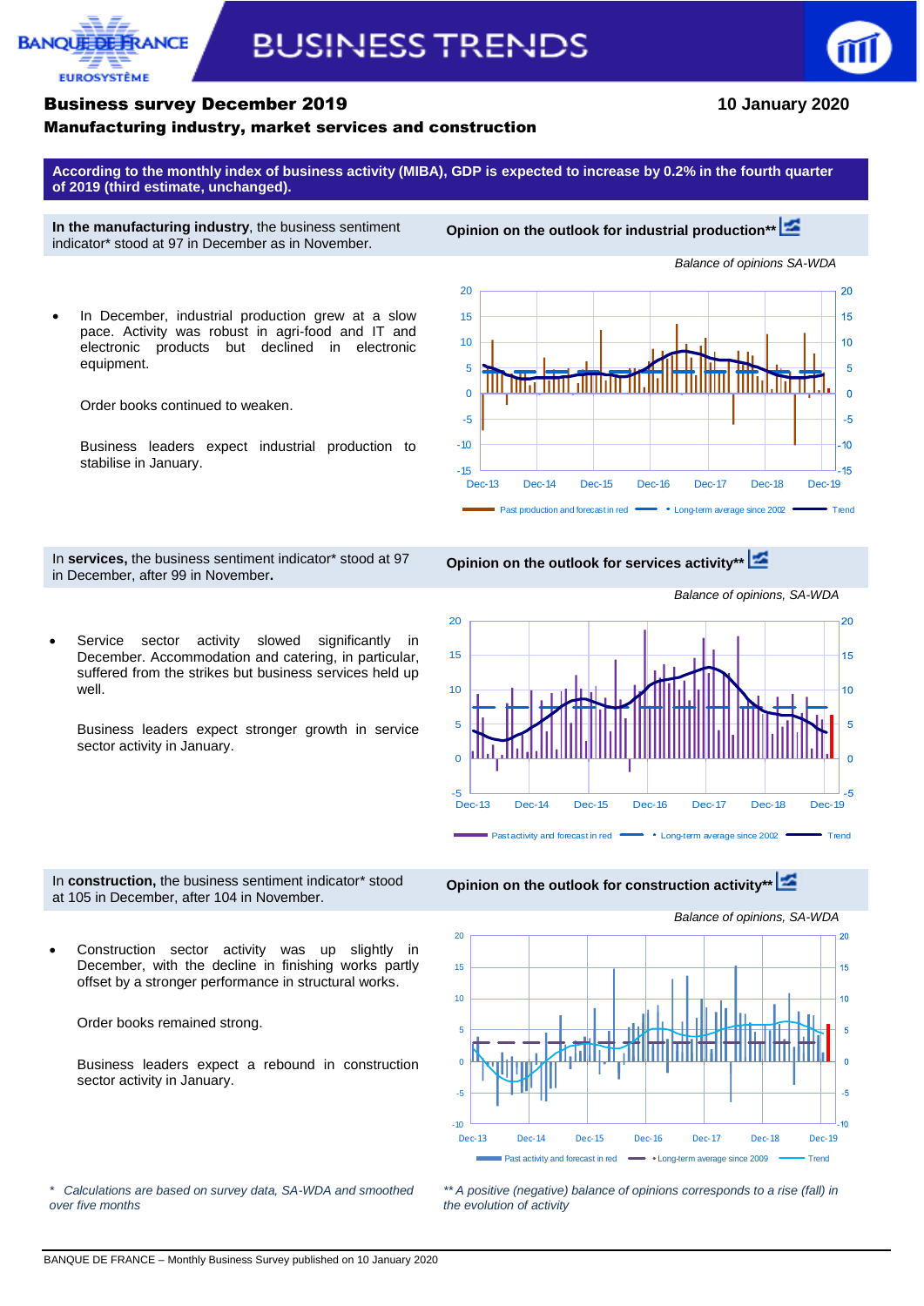# BUSINESS TRENDS

**Business survey December 2019**

**10 January 2020**

**Manufacturing industry, market services and construction**

**According to the monthly index of business activity (MIBA), GDP is expected to increase by 0.2% in the fourth quarter of 2019 (third estimate, unchanged).**

**In the manufacturing industry**, the business sentiment indicator* stood at 97 in December as in November.

- In December, industrial production grew at a slow pace. Activity was robust in agri-food and IT and electronic products but declined in electronic equipment.

  Order books continued to weaken.

  Business leaders expect industrial production to stabilise in January.

**Opinion on the outlook for industrial production****

*Balance of opinions SA-WDA*

Past production and forecast in red — Long-term average since 2002 — Trend

In **services,** the business sentiment indicator* stood at 97 in December, after 99 in November**.**

- Service sector activity slowed significantly in December. Accommodation and catering, in particular, suffered from the strikes but business services held up well.

  Business leaders expect stronger growth in service sector activity in January.

**Opinion on the outlook for services activity****

*Balance of opinions, SA-WDA*

Past activity and forecast in red — Long-term average since 2002 — Trend

In **construction,** the business sentiment indicator* stood at 105 in December, after 104 in November.

- Construction sector activity was up slightly in December, with the decline in finishing works partly offset by a stronger performance in structural works.

  Order books remained strong.

  Business leaders expect a rebound in construction sector activity in January.

**Opinion on the outlook for construction activity****

*Balance of opinions, SA-WDA*

Past activity and forecast in red — Long-term average since 2009 — Trend

*\* Calculations are based on survey data, SA-WDA and smoothed over five months*

*\*\* A positive (negative) balance of opinions corresponds to a rise (fall) in the evolution of activity*

BANQUE DE FRANCE – Monthly Business Survey published on 10 January 2020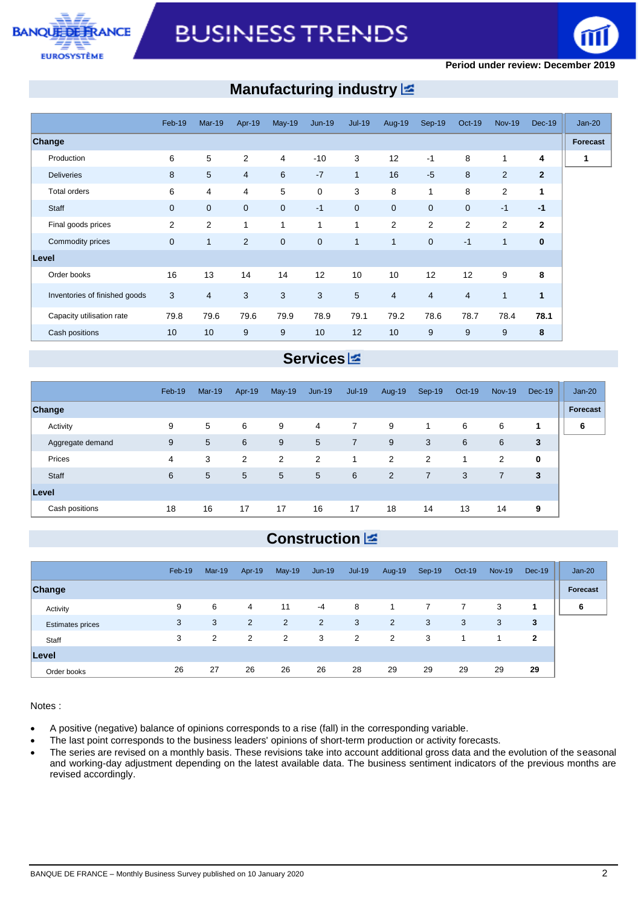Period under review: December 2019

## Manufacturing industry

| | Feb-19 | Mar-19 | Apr-19 | May-19 | Jun-19 | Jul-19 | Aug-19 | Sep-19 | Oct-19 | Nov-19 | Dec-19 | Jan-20 |
|---|---|---|---|---|---|---|---|---|---|---|---|---|
| **Change** | | | | | | | | | | | | **Forecast** |
| Production | 6 | 5 | 2 | 4 | -10 | 3 | 12 | -1 | 8 | 1 | **4** | **1** |
| Deliveries | 8 | 5 | 4 | 6 | -7 | 1 | 16 | -5 | 8 | 2 | **2** | |
| Total orders | 6 | 4 | 4 | 5 | 0 | 3 | 8 | 1 | 8 | 2 | **1** | |
| Staff | 0 | 0 | 0 | 0 | -1 | 0 | 0 | 0 | 0 | -1 | **-1** | |
| Final goods prices | 2 | 2 | 1 | 1 | 1 | 1 | 2 | 2 | 2 | 2 | **2** | |
| Commodity prices | 0 | 1 | 2 | 0 | 0 | 1 | 1 | 0 | -1 | 1 | **0** | |
| **Level** | | | | | | | | | | | | |
| Order books | 16 | 13 | 14 | 14 | 12 | 10 | 10 | 12 | 12 | 9 | **8** | |
| Inventories of finished goods | 3 | 4 | 3 | 3 | 3 | 5 | 4 | 4 | 4 | 1 | **1** | |
| Capacity utilisation rate | 79.8 | 79.6 | 79.6 | 79.9 | 78.9 | 79.1 | 79.2 | 78.6 | 78.7 | 78.4 | **78.1** | |
| Cash positions | 10 | 10 | 9 | 9 | 10 | 12 | 10 | 9 | 9 | 9 | **8** | |

## Services

| | Feb-19 | Mar-19 | Apr-19 | May-19 | Jun-19 | Jul-19 | Aug-19 | Sep-19 | Oct-19 | Nov-19 | Dec-19 | Jan-20 |
|---|---|---|---|---|---|---|---|---|---|---|---|---|
| **Change** | | | | | | | | | | | | **Forecast** |
| Activity | 9 | 5 | 6 | 9 | 4 | 7 | 9 | 1 | 6 | 6 | **1** | **6** |
| Aggregate demand | 9 | 5 | 6 | 9 | 5 | 7 | 9 | 3 | 6 | 6 | **3** | |
| Prices | 4 | 3 | 2 | 2 | 2 | 1 | 2 | 2 | 1 | 2 | **0** | |
| Staff | 6 | 5 | 5 | 5 | 5 | 6 | 2 | 7 | 3 | 7 | **3** | |
| **Level** | | | | | | | | | | | | |
| Cash positions | 18 | 16 | 17 | 17 | 16 | 17 | 18 | 14 | 13 | 14 | **9** | |

## Construction

| | Feb-19 | Mar-19 | Apr-19 | May-19 | Jun-19 | Jul-19 | Aug-19 | Sep-19 | Oct-19 | Nov-19 | Dec-19 | Jan-20 |
|---|---|---|---|---|---|---|---|---|---|---|---|---|
| **Change** | | | | | | | | | | | | **Forecast** |
| Activity | 9 | 6 | 4 | 11 | -4 | 8 | 1 | 7 | 7 | 3 | **1** | **6** |
| Estimates prices | 3 | 3 | 2 | 2 | 2 | 3 | 2 | 3 | 3 | 3 | **3** | |
| Staff | 3 | 2 | 2 | 2 | 3 | 2 | 2 | 3 | 1 | 1 | **2** | |
| **Level** | | | | | | | | | | | | |
| Order books | 26 | 27 | 26 | 26 | 26 | 28 | 29 | 29 | 29 | 29 | **29** | |

Notes :

- A positive (negative) balance of opinions corresponds to a rise (fall) in the corresponding variable.
- The last point corresponds to the business leaders' opinions of short-term production or activity forecasts.
- The series are revised on a monthly basis. These revisions take into account additional gross data and the evolution of the seasonal and working-day adjustment depending on the latest available data. The business sentiment indicators of the previous months are revised accordingly.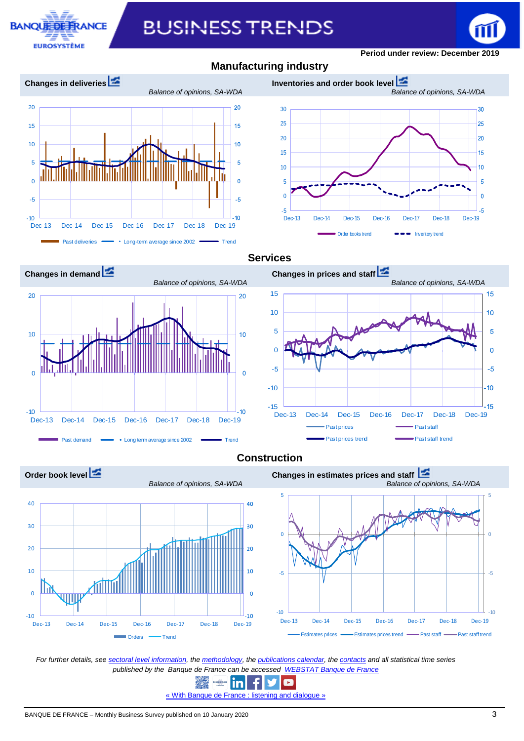BANQUE DE FRANCE
EUROSYSTÈME

# BUSINESS TRENDS

**Period under review: December 2019**

## Manufacturing industry

### Changes in deliveries

*Balance of opinions, SA-WDA*

20
15
10
5
0
-5
-10

Dec-13 Dec-14 Dec-15 Dec-16 Dec-17 Dec-18 Dec-19

Past deliveries
Long-term average since 2002
Trend

### Inventories and order book level

*Balance of opinions, SA-WDA*

30
25
20
15
10
5
0
-5

Dec-13 Dec-14 Dec-15 Dec-16 Dec-17 Dec-18 Dec-19

Order books trend
Inventory trend

## Services

### Changes in demand

*Balance of opinions, SA-WDA*

20
10
0
-10

Dec-13 Dec-14 Dec-15 Dec-16 Dec-17 Dec-18 Dec-19

Past demand
Long term average since 2002
Trend

### Changes in prices and staff

*Balance of opinions, SA-WDA*

15
10
5
0
-5
-10
-15

Dec-13 Dec-14 Dec-15 Dec-16 Dec-17 Dec-18 Dec-19

Past prices
Past staff
Past prices trend
Past staff trend

## Construction

### Order book level

*Balance of opinions, SA-WDA*

40
30
20
10
0
-10

Dec-13 Dec-14 Dec-15 Dec-16 Dec-17 Dec-18 Dec-19

Orders
Trend

### Changes in estimates prices and staff

*Balance of opinions, SA-WDA*

5
0
-5
-10

Dec-13 Dec-14 Dec-15 Dec-16 Dec-17 Dec-18 Dec-19

Estimates prices
Estimates prices trend
Past staff
Past staff trend

*For further details, see sectoral level information, the methodology, the publications calendar, the contacts and all statistical time series published by the Banque de France can be accessed WEBSTAT Banque de France*

« With Banque de France : listening and dialogue »

BANQUE DE FRANCE – Monthly Business Survey published on 10 January 2020